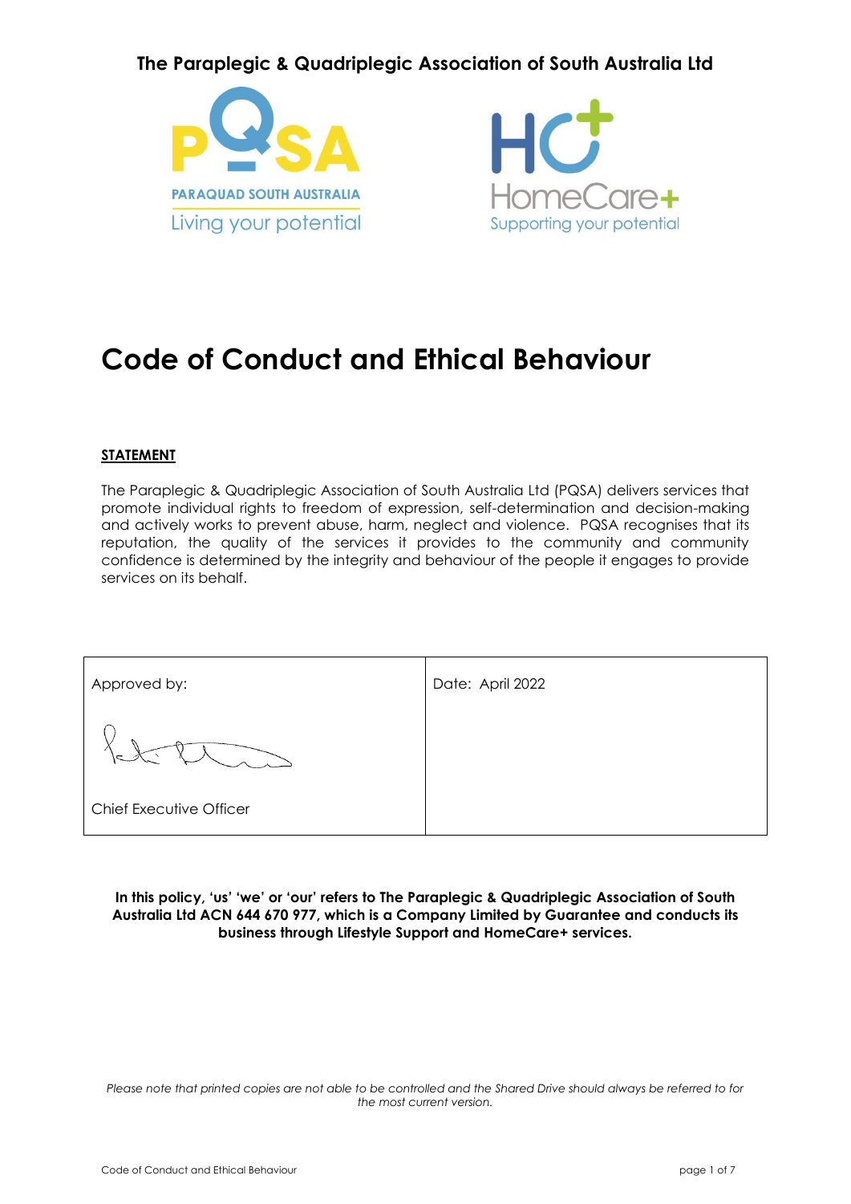The Paraplegic & Quadriplegic Association of South Australia Ltd

PQSA
PARAQUAD SOUTH AUSTRALIA
Living your potential

HC+
HomeCare+
Supporting your potential

# Code of Conduct and Ethical Behaviour

## STATEMENT

The Paraplegic & Quadriplegic Association of South Australia Ltd (PQSA) delivers services that promote individual rights to freedom of expression, self-determination and decision-making and actively works to prevent abuse, harm, neglect and violence. PQSA recognises that its reputation, the quality of the services it provides to the community and community confidence is determined by the integrity and behaviour of the people it engages to provide services on its behalf.

| Approved by: | Date: April 2022 |
| --- | --- |
| Chief Executive Officer | |

**In this policy, 'us' 'we' or 'our' refers to The Paraplegic & Quadriplegic Association of South Australia Ltd ACN 644 670 977, which is a Company Limited by Guarantee and conducts its business through Lifestyle Support and HomeCare+ services.**

*Please note that printed copies are not able to be controlled and the Shared Drive should always be referred to for the most current version.*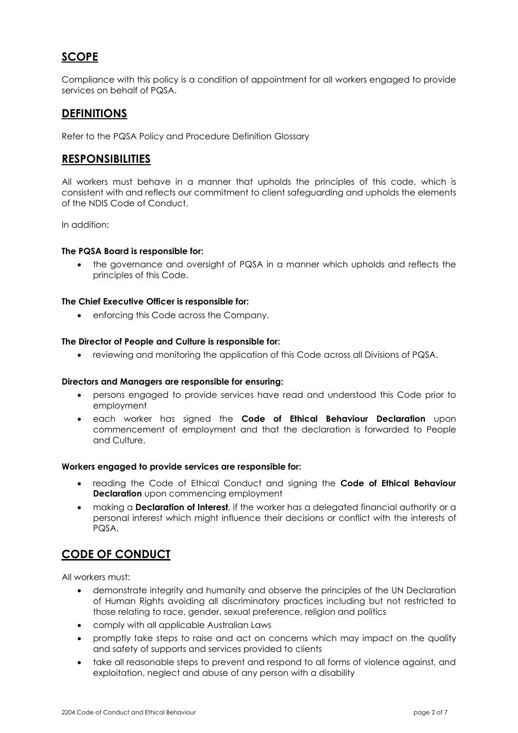## SCOPE

Compliance with this policy is a condition of appointment for all workers engaged to provide services on behalf of PQSA.

## DEFINITIONS

Refer to the PQSA Policy and Procedure Definition Glossary

## RESPONSIBILITIES

All workers must behave in a manner that upholds the principles of this code, which is consistent with and reflects our commitment to client safeguarding and upholds the elements of the NDIS Code of Conduct.

In addition:

**The PQSA Board is responsible for:**

- the governance and oversight of PQSA in a manner which upholds and reflects the principles of this Code.

**The Chief Executive Officer is responsible for:**

- enforcing this Code across the Company.

**The Director of People and Culture is responsible for:**

- reviewing and monitoring the application of this Code across all Divisions of PQSA.

**Directors and Managers are responsible for ensuring:**

- persons engaged to provide services have read and understood this Code prior to employment
- each worker has signed the **Code of Ethical Behaviour Declaration** upon commencement of employment and that the declaration is forwarded to People and Culture.

**Workers engaged to provide services are responsible for:**

- reading the Code of Ethical Conduct and signing the **Code of Ethical Behaviour Declaration** upon commencing employment
- making a **Declaration of Interest**, if the worker has a delegated financial authority or a personal interest which might influence their decisions or conflict with the interests of PQSA.

## CODE OF CONDUCT

All workers must:

- demonstrate integrity and humanity and observe the principles of the UN Declaration of Human Rights avoiding all discriminatory practices including but not restricted to those relating to race, gender, sexual preference, religion and politics
- comply with all applicable Australian Laws
- promptly take steps to raise and act on concerns which may impact on the quality and safety of supports and services provided to clients
- take all reasonable steps to prevent and respond to all forms of violence against, and exploitation, neglect and abuse of any person with a disability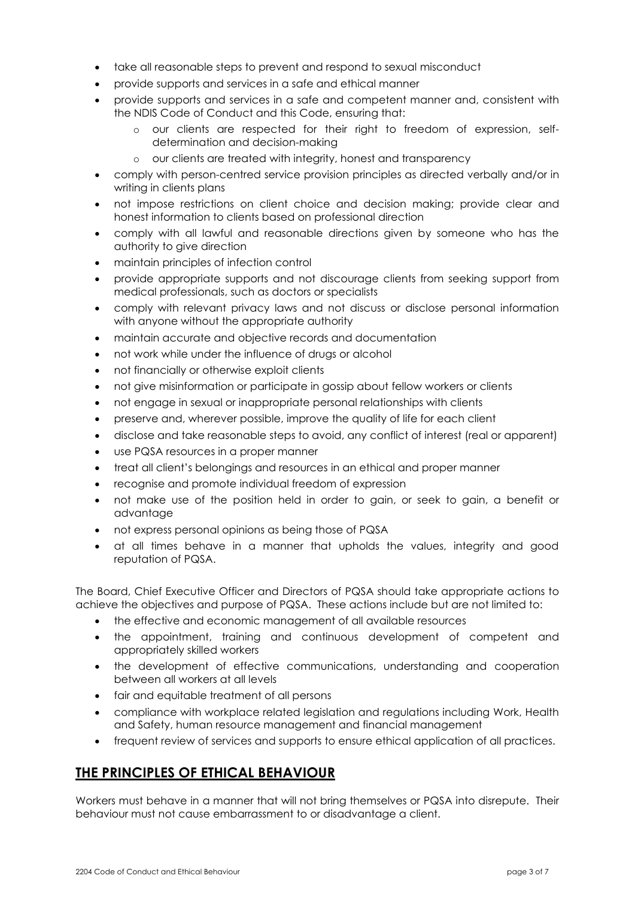- take all reasonable steps to prevent and respond to sexual misconduct
- provide supports and services in a safe and ethical manner
- provide supports and services in a safe and competent manner and, consistent with the NDIS Code of Conduct and this Code, ensuring that:
    - our clients are respected for their right to freedom of expression, self-determination and decision-making
    - our clients are treated with integrity, honest and transparency
- comply with person-centred service provision principles as directed verbally and/or in writing in clients plans
- not impose restrictions on client choice and decision making; provide clear and honest information to clients based on professional direction
- comply with all lawful and reasonable directions given by someone who has the authority to give direction
- maintain principles of infection control
- provide appropriate supports and not discourage clients from seeking support from medical professionals, such as doctors or specialists
- comply with relevant privacy laws and not discuss or disclose personal information with anyone without the appropriate authority
- maintain accurate and objective records and documentation
- not work while under the influence of drugs or alcohol
- not financially or otherwise exploit clients
- not give misinformation or participate in gossip about fellow workers or clients
- not engage in sexual or inappropriate personal relationships with clients
- preserve and, wherever possible, improve the quality of life for each client
- disclose and take reasonable steps to avoid, any conflict of interest (real or apparent)
- use PQSA resources in a proper manner
- treat all client's belongings and resources in an ethical and proper manner
- recognise and promote individual freedom of expression
- not make use of the position held in order to gain, or seek to gain, a benefit or advantage
- not express personal opinions as being those of PQSA
- at all times behave in a manner that upholds the values, integrity and good reputation of PQSA.

The Board, Chief Executive Officer and Directors of PQSA should take appropriate actions to achieve the objectives and purpose of PQSA. These actions include but are not limited to:

- the effective and economic management of all available resources
- the appointment, training and continuous development of competent and appropriately skilled workers
- the development of effective communications, understanding and cooperation between all workers at all levels
- fair and equitable treatment of all persons
- compliance with workplace related legislation and regulations including Work, Health and Safety, human resource management and financial management
- frequent review of services and supports to ensure ethical application of all practices.

## THE PRINCIPLES OF ETHICAL BEHAVIOUR

Workers must behave in a manner that will not bring themselves or PQSA into disrepute. Their behaviour must not cause embarrassment to or disadvantage a client.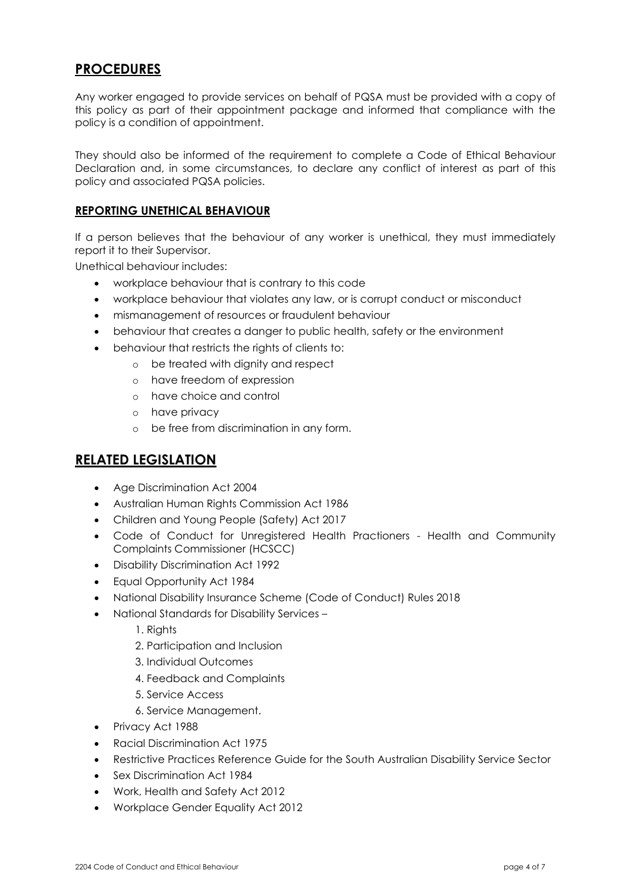## PROCEDURES

Any worker engaged to provide services on behalf of PQSA must be provided with a copy of this policy as part of their appointment package and informed that compliance with the policy is a condition of appointment.

They should also be informed of the requirement to complete a Code of Ethical Behaviour Declaration and, in some circumstances, to declare any conflict of interest as part of this policy and associated PQSA policies.

### REPORTING UNETHICAL BEHAVIOUR

If a person believes that the behaviour of any worker is unethical, they must immediately report it to their Supervisor.

Unethical behaviour includes:

- workplace behaviour that is contrary to this code
- workplace behaviour that violates any law, or is corrupt conduct or misconduct
- mismanagement of resources or fraudulent behaviour
- behaviour that creates a danger to public health, safety or the environment
- behaviour that restricts the rights of clients to:
  - be treated with dignity and respect
  - have freedom of expression
  - have choice and control
  - have privacy
  - be free from discrimination in any form.

## RELATED LEGISLATION

- Age Discrimination Act 2004
- Australian Human Rights Commission Act 1986
- Children and Young People (Safety) Act 2017
- Code of Conduct for Unregistered Health Practioners - Health and Community Complaints Commissioner (HCSCC)
- Disability Discrimination Act 1992
- Equal Opportunity Act 1984
- National Disability Insurance Scheme (Code of Conduct) Rules 2018
- National Standards for Disability Services –
  1. Rights
  2. Participation and Inclusion
  3. Individual Outcomes
  4. Feedback and Complaints
  5. Service Access
  6. Service Management.
- Privacy Act 1988
- Racial Discrimination Act 1975
- Restrictive Practices Reference Guide for the South Australian Disability Service Sector
- Sex Discrimination Act 1984
- Work, Health and Safety Act 2012
- Workplace Gender Equality Act 2012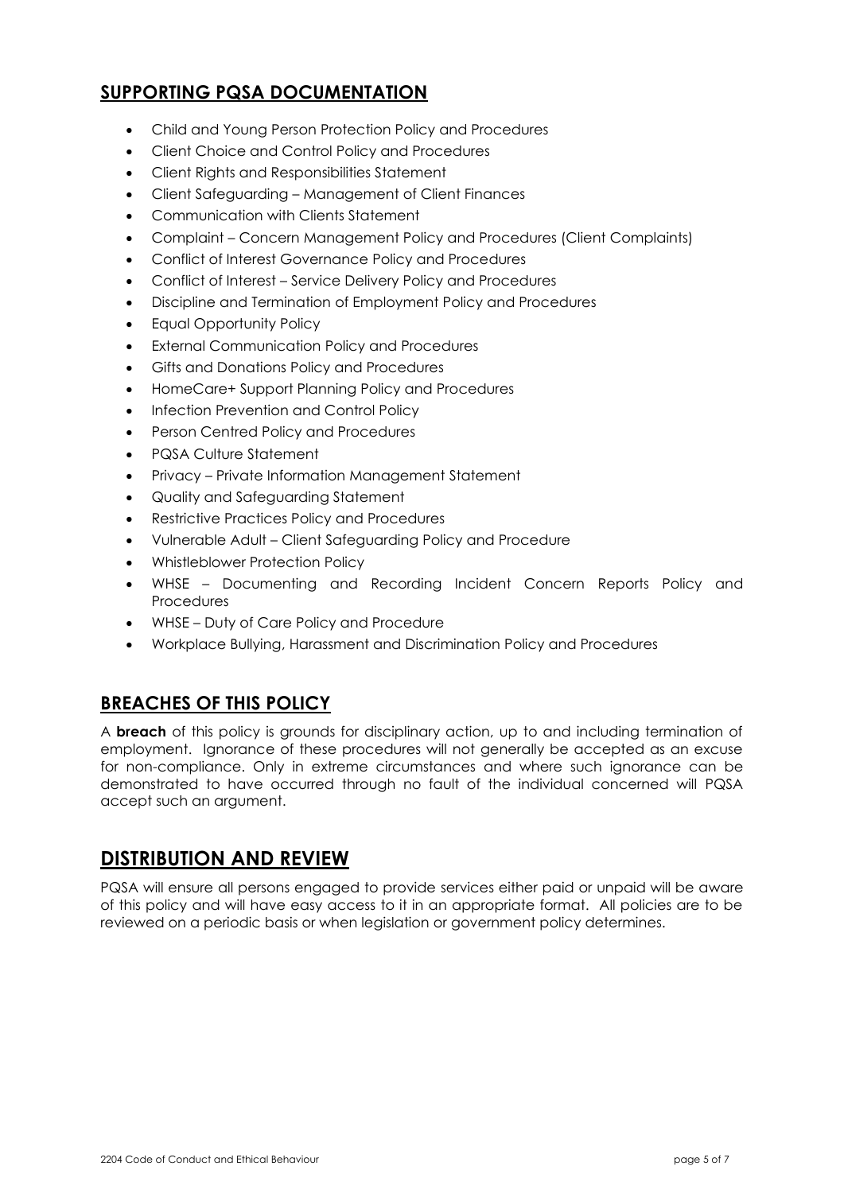## SUPPORTING PQSA DOCUMENTATION

- Child and Young Person Protection Policy and Procedures
- Client Choice and Control Policy and Procedures
- Client Rights and Responsibilities Statement
- Client Safeguarding – Management of Client Finances
- Communication with Clients Statement
- Complaint – Concern Management Policy and Procedures (Client Complaints)
- Conflict of Interest Governance Policy and Procedures
- Conflict of Interest – Service Delivery Policy and Procedures
- Discipline and Termination of Employment Policy and Procedures
- Equal Opportunity Policy
- External Communication Policy and Procedures
- Gifts and Donations Policy and Procedures
- HomeCare+ Support Planning Policy and Procedures
- Infection Prevention and Control Policy
- Person Centred Policy and Procedures
- PQSA Culture Statement
- Privacy – Private Information Management Statement
- Quality and Safeguarding Statement
- Restrictive Practices Policy and Procedures
- Vulnerable Adult – Client Safeguarding Policy and Procedure
- Whistleblower Protection Policy
- WHSE – Documenting and Recording Incident Concern Reports Policy and Procedures
- WHSE – Duty of Care Policy and Procedure
- Workplace Bullying, Harassment and Discrimination Policy and Procedures

## BREACHES OF THIS POLICY

A **breach** of this policy is grounds for disciplinary action, up to and including termination of employment. Ignorance of these procedures will not generally be accepted as an excuse for non-compliance. Only in extreme circumstances and where such ignorance can be demonstrated to have occurred through no fault of the individual concerned will PQSA accept such an argument.

## DISTRIBUTION AND REVIEW

PQSA will ensure all persons engaged to provide services either paid or unpaid will be aware of this policy and will have easy access to it in an appropriate format. All policies are to be reviewed on a periodic basis or when legislation or government policy determines.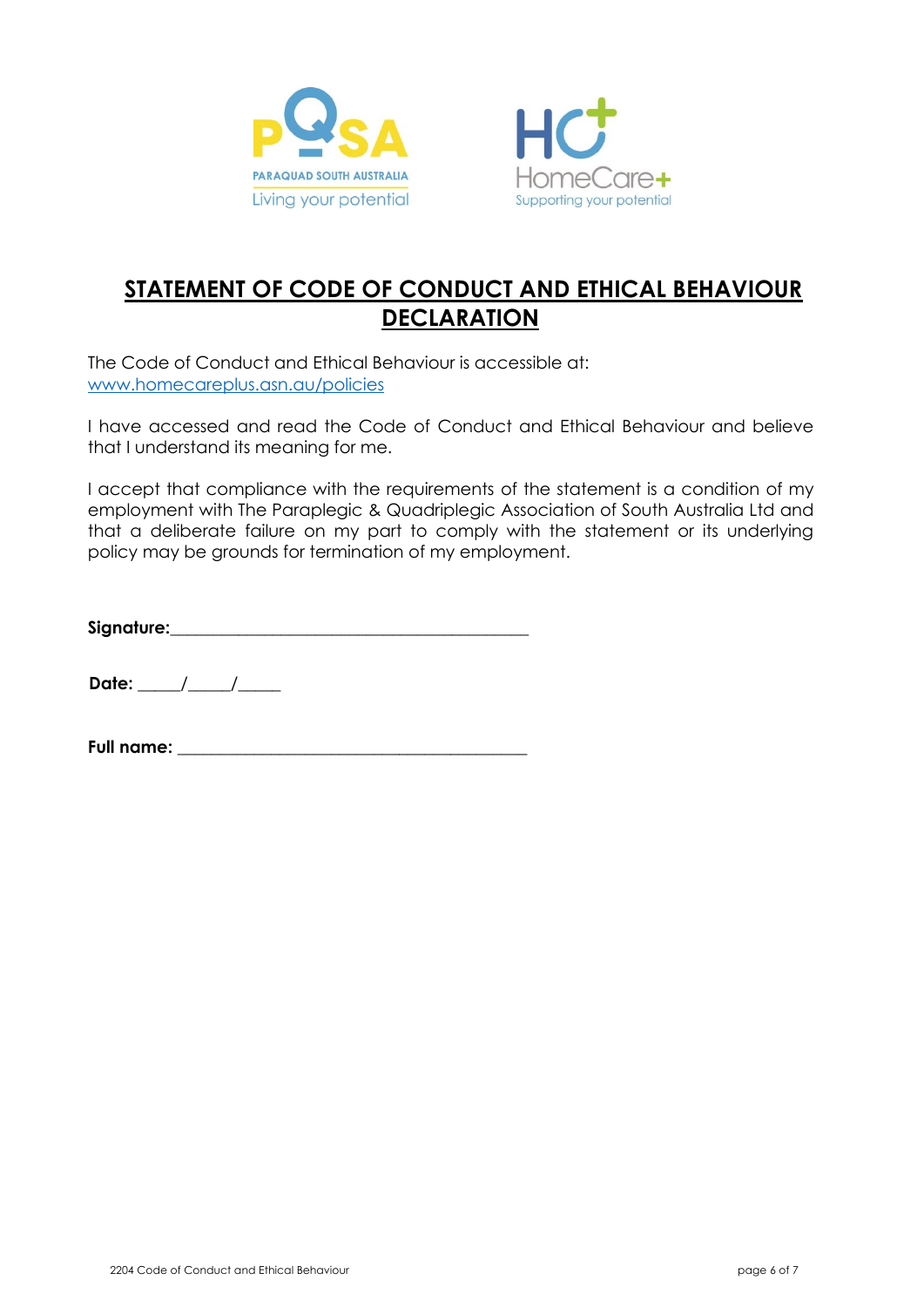# STATEMENT OF CODE OF CONDUCT AND ETHICAL BEHAVIOUR DECLARATION

The Code of Conduct and Ethical Behaviour is accessible at: [www.homecareplus.asn.au/policies](http://www.homecareplus.asn.au/policies)

I have accessed and read the Code of Conduct and Ethical Behaviour and believe that I understand its meaning for me.

I accept that compliance with the requirements of the statement is a condition of my employment with The Paraplegic & Quadriplegic Association of South Australia Ltd and that a deliberate failure on my part to comply with the statement or its underlying policy may be grounds for termination of my employment.

**Signature:**\_\_\_\_\_\_\_\_\_\_\_\_\_\_\_\_\_\_\_\_\_\_\_\_\_\_\_\_\_\_\_\_\_\_\_\_\_\_\_\_\_\_

**Date:** \_\_\_\_\_/\_\_\_\_\_/\_\_\_\_\_

**Full name:** \_\_\_\_\_\_\_\_\_\_\_\_\_\_\_\_\_\_\_\_\_\_\_\_\_\_\_\_\_\_\_\_\_\_\_\_\_\_\_\_\_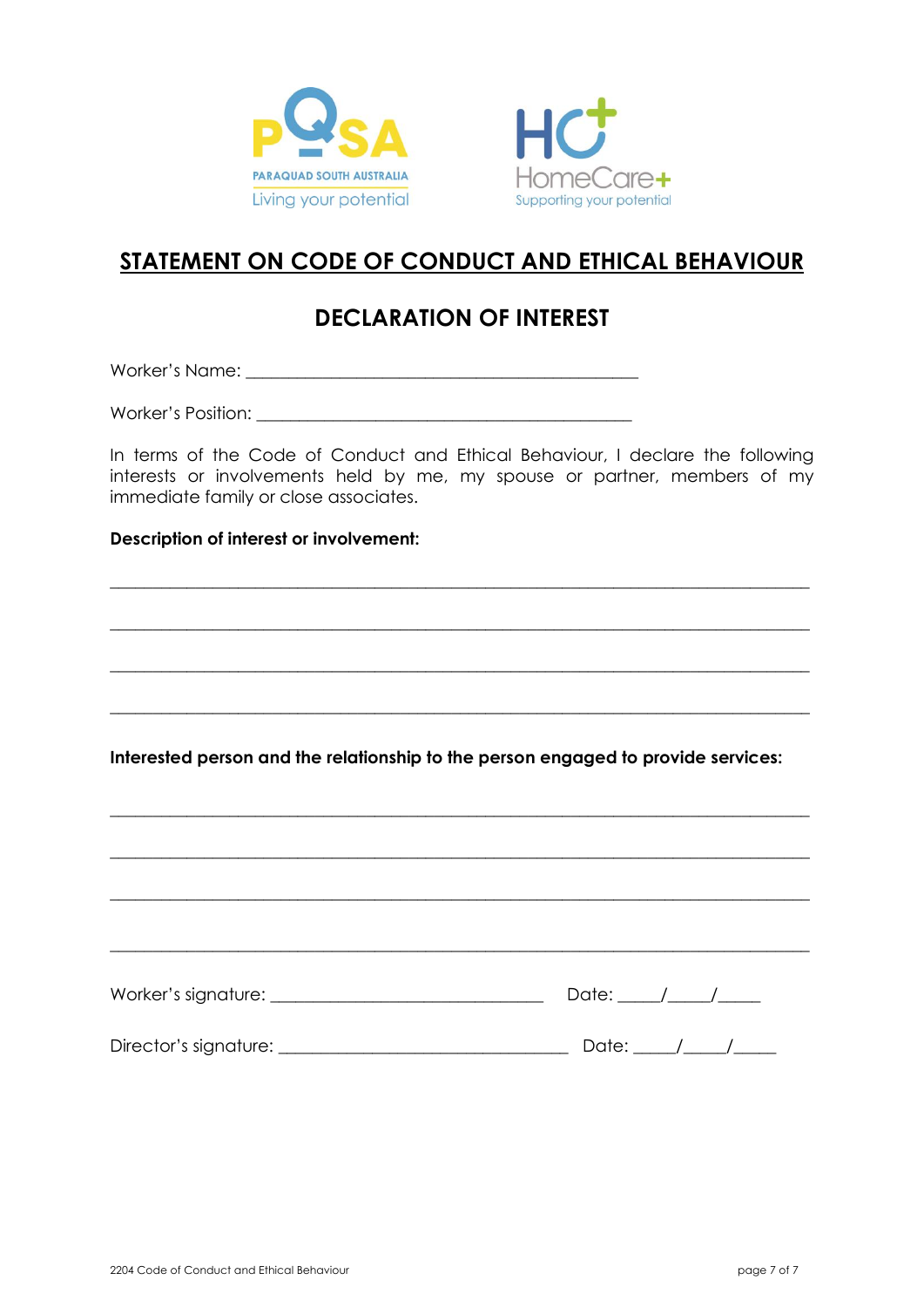PARAQUAD SOUTH AUSTRALIA
Living your potential

HomeCare+
Supporting your potential

# STATEMENT ON CODE OF CONDUCT AND ETHICAL BEHAVIOUR

## DECLARATION OF INTEREST

Worker's Name: ____________________________________________

Worker's Position: __________________________________________

In terms of the Code of Conduct and Ethical Behaviour, I declare the following interests or involvements held by me, my spouse or partner, members of my immediate family or close associates.

**Description of interest or involvement:**

_____________________________________________________________________________

_____________________________________________________________________________

_____________________________________________________________________________

_____________________________________________________________________________

**Interested person and the relationship to the person engaged to provide services:**

_____________________________________________________________________________

_____________________________________________________________________________

_____________________________________________________________________________

_____________________________________________________________________________

Worker's signature: ______________________________ Date: _____/_____/_____

Director's signature: ______________________________ Date: _____/_____/_____

2204 Code of Conduct and Ethical Behaviour